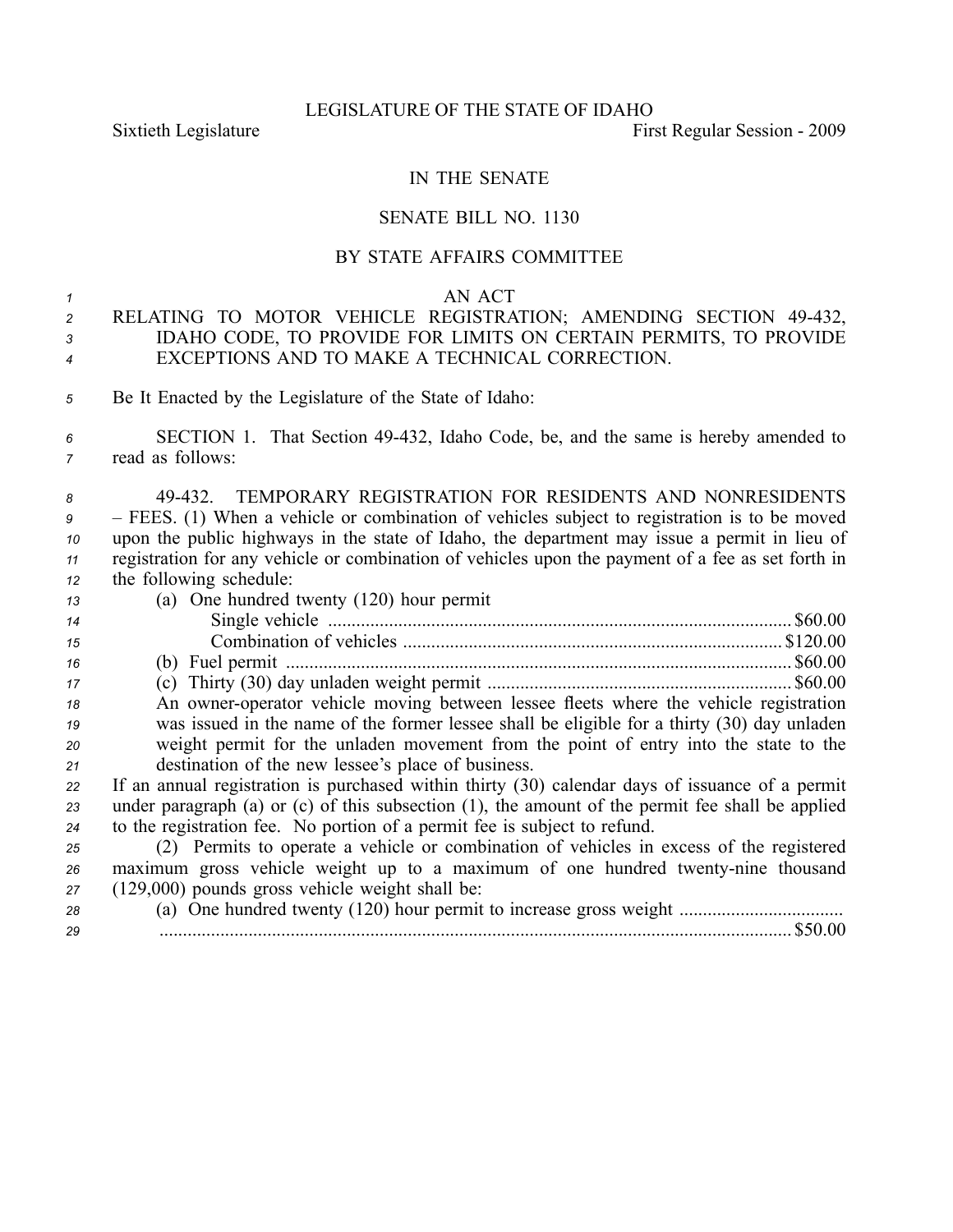LEGISLATURE OF THE STATE OF IDAHO

Sixtieth Legislature First Regular Session - 2009

IN THE SENATE

SENATE BILL NO. 1130

BY STATE AFFAIRS COMMITTEE

AN ACT

RELATING TO MOTOR VEHICLE REGISTRATION; AMENDING SECTION 49-432, IDAHO CODE, TO PROVIDE FOR LIMITS ON CERTAIN PERMITS, TO PROVIDE EXCEPTIONS AND TO MAKE A TECHNICAL CORRECTION.

Be It Enacted by the Legislature of the State of Idaho:

SECTION 1. That Section 49-432, Idaho Code, be, and the same is hereby amended to read as follows:

49-432. TEMPORARY REGISTRATION FOR RESIDENTS AND NONRESIDENTS – FEES. (1) When a vehicle or combination of vehicles subject to registration is to be moved upon the public highways in the state of Idaho, the department may issue a permit in lieu of registration for any vehicle or combination of vehicles upon the payment of a fee as set forth in the following schedule:

(a) One hundred twenty (120) hour permit

Single vehicle .......... $60.00

Combination of vehicles .......... $120.00

(b) Fuel permit .......... $60.00

(c) Thirty (30) day unladen weight permit .......... $60.00

An owner-operator vehicle moving between lessee fleets where the vehicle registration was issued in the name of the former lessee shall be eligible for a thirty (30) day unladen weight permit for the unladen movement from the point of entry into the state to the destination of the new lessee's place of business.

If an annual registration is purchased within thirty (30) calendar days of issuance of a permit under paragraph (a) or (c) of this subsection (1), the amount of the permit fee shall be applied to the registration fee. No portion of a permit fee is subject to refund.

(2) Permits to operate a vehicle or combination of vehicles in excess of the registered maximum gross vehicle weight up to a maximum of one hundred twenty-nine thousand (129,000) pounds gross vehicle weight shall be:

(a) One hundred twenty (120) hour permit to increase gross weight .......... $50.00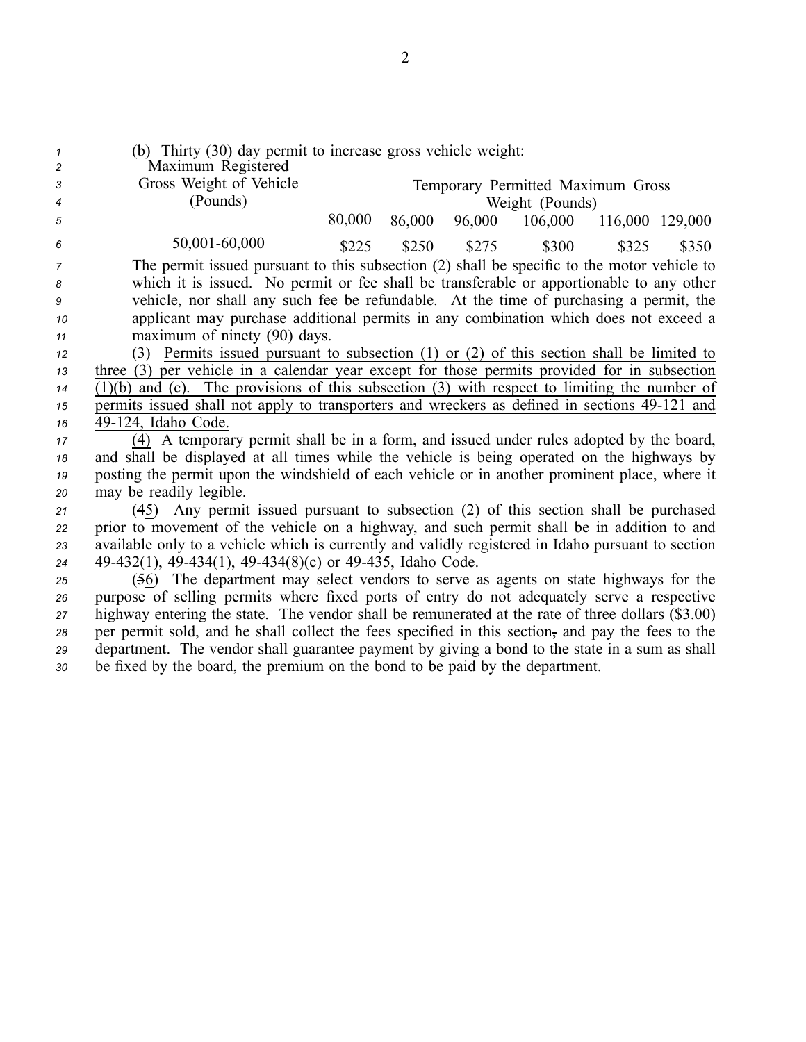(b) Thirty (30) day permit to increase gross vehicle weight:

| Maximum Registered Gross Weight of Vehicle (Pounds) | Temporary Permitted Maximum Gross Weight (Pounds) | | | | | |
|---|---|---|---|---|---|---|
| | 80,000 | 86,000 | 96,000 | 106,000 | 116,000 | 129,000 |
| 50,001-60,000 | $225 | $250 | $275 | $300 | $325 | $350 |

The permit issued pursuant to this subsection (2) shall be specific to the motor vehicle to which it is issued. No permit or fee shall be transferable or apportionable to any other vehicle, nor shall any such fee be refundable. At the time of purchasing a permit, the applicant may purchase additional permits in any combination which does not exceed a maximum of ninety (90) days.

(3) Permits issued pursuant to subsection (1) or (2) of this section shall be limited to three (3) per vehicle in a calendar year except for those permits provided for in subsection (1)(b) and (c). The provisions of this subsection (3) with respect to limiting the number of permits issued shall not apply to transporters and wreckers as defined in sections 49-121 and 49-124, Idaho Code.

(4) A temporary permit shall be in a form, and issued under rules adopted by the board, and shall be displayed at all times while the vehicle is being operated on the highways by posting the permit upon the windshield of each vehicle or in another prominent place, where it may be readily legible.

(~~4~~5) Any permit issued pursuant to subsection (2) of this section shall be purchased prior to movement of the vehicle on a highway, and such permit shall be in addition to and available only to a vehicle which is currently and validly registered in Idaho pursuant to section 49-432(1), 49-434(1), 49-434(8)(c) or 49-435, Idaho Code.

(~~5~~6) The department may select vendors to serve as agents on state highways for the purpose of selling permits where fixed ports of entry do not adequately serve a respective highway entering the state. The vendor shall be remunerated at the rate of three dollars ($3.00) per permit sold, and he shall collect the fees specified in this section~~,~~ and pay the fees to the department. The vendor shall guarantee payment by giving a bond to the state in a sum as shall be fixed by the board, the premium on the bond to be paid by the department.